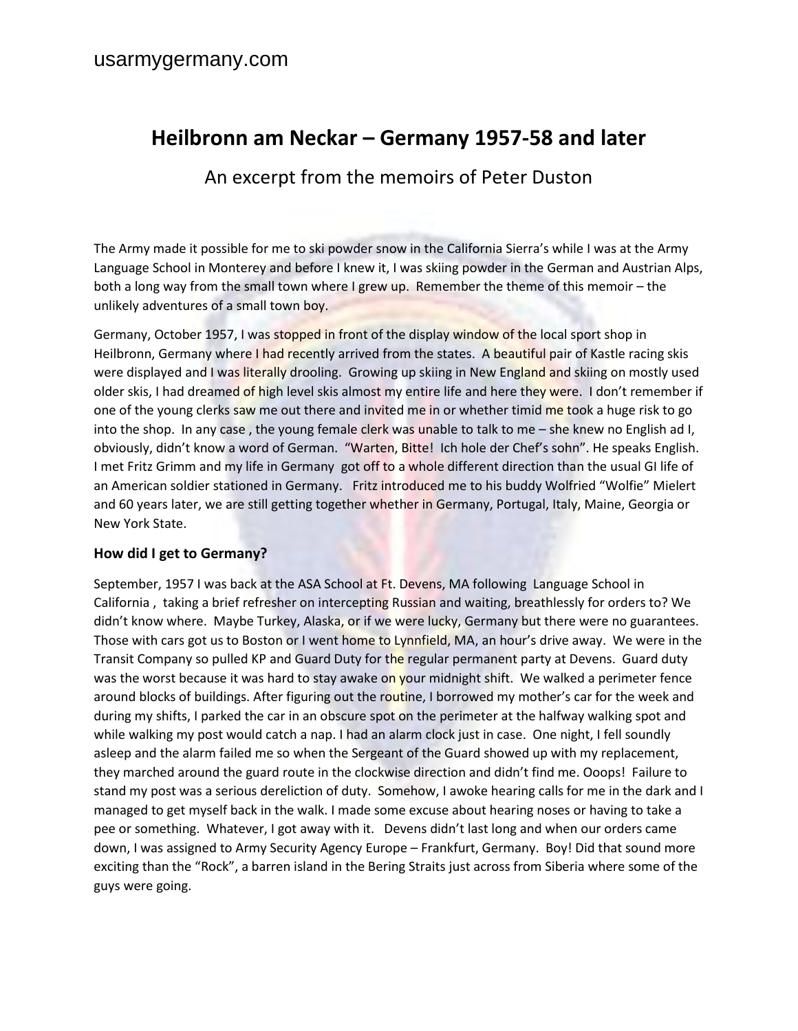usarmygermany.com

# Heilbronn am Neckar – Germany 1957-58 and later

An excerpt from the memoirs of Peter Duston

The Army made it possible for me to ski powder snow in the California Sierra's while I was at the Army Language School in Monterey and before I knew it, I was skiing powder in the German and Austrian Alps, both a long way from the small town where I grew up. Remember the theme of this memoir – the unlikely adventures of a small town boy.

Germany, October 1957, I was stopped in front of the display window of the local sport shop in Heilbronn, Germany where I had recently arrived from the states. A beautiful pair of Kastle racing skis were displayed and I was literally drooling. Growing up skiing in New England and skiing on mostly used older skis, I had dreamed of high level skis almost my entire life and here they were. I don't remember if one of the young clerks saw me out there and invited me in or whether timid me took a huge risk to go into the shop. In any case , the young female clerk was unable to talk to me – she knew no English ad I, obviously, didn't know a word of German. "Warten, Bitte! Ich hole der Chef's sohn". He speaks English. I met Fritz Grimm and my life in Germany got off to a whole different direction than the usual GI life of an American soldier stationed in Germany. Fritz introduced me to his buddy Wolfried "Wolfie" Mielert and 60 years later, we are still getting together whether in Germany, Portugal, Italy, Maine, Georgia or New York State.

### How did I get to Germany?

September, 1957 I was back at the ASA School at Ft. Devens, MA following Language School in California , taking a brief refresher on intercepting Russian and waiting, breathlessly for orders to? We didn't know where. Maybe Turkey, Alaska, or if we were lucky, Germany but there were no guarantees. Those with cars got us to Boston or I went home to Lynnfield, MA, an hour's drive away. We were in the Transit Company so pulled KP and Guard Duty for the regular permanent party at Devens. Guard duty was the worst because it was hard to stay awake on your midnight shift. We walked a perimeter fence around blocks of buildings. After figuring out the routine, I borrowed my mother's car for the week and during my shifts, I parked the car in an obscure spot on the perimeter at the halfway walking spot and while walking my post would catch a nap. I had an alarm clock just in case. One night, I fell soundly asleep and the alarm failed me so when the Sergeant of the Guard showed up with my replacement, they marched around the guard route in the clockwise direction and didn't find me. Ooops! Failure to stand my post was a serious dereliction of duty. Somehow, I awoke hearing calls for me in the dark and I managed to get myself back in the walk. I made some excuse about hearing noses or having to take a pee or something. Whatever, I got away with it. Devens didn't last long and when our orders came down, I was assigned to Army Security Agency Europe – Frankfurt, Germany. Boy! Did that sound more exciting than the "Rock", a barren island in the Bering Straits just across from Siberia where some of the guys were going.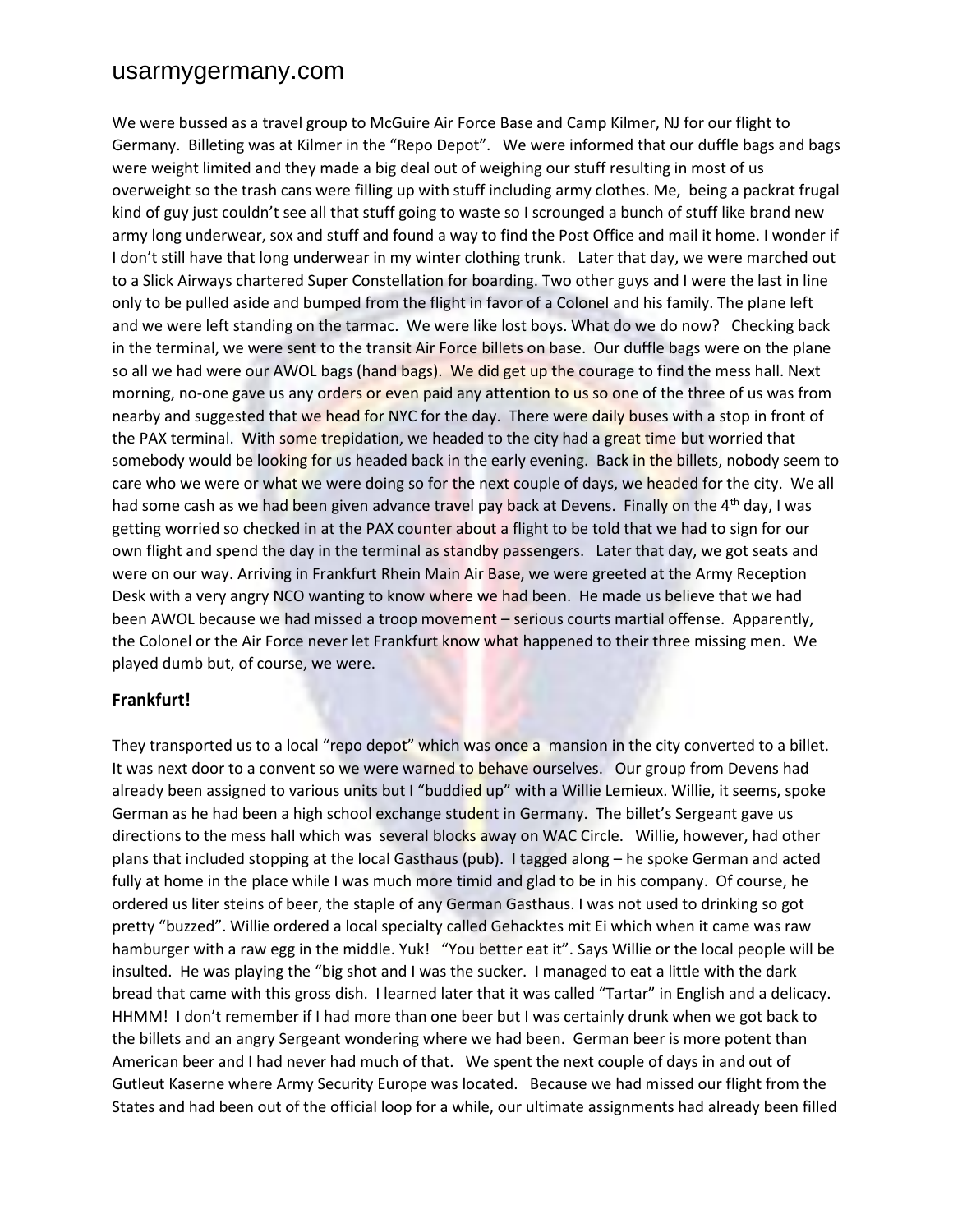We were bussed as a travel group to McGuire Air Force Base and Camp Kilmer, NJ for our flight to Germany. Billeting was at Kilmer in the "Repo Depot". We were informed that our duffle bags and bags were weight limited and they made a big deal out of weighing our stuff resulting in most of us overweight so the trash cans were filling up with stuff including army clothes. Me, being a packrat frugal kind of guy just couldn't see all that stuff going to waste so I scrounged a bunch of stuff like brand new army long underwear, sox and stuff and found a way to find the Post Office and mail it home. I wonder if I don't still have that long underwear in my winter clothing trunk. Later that day, we were marched out to a Slick Airways chartered Super Constellation for boarding. Two other guys and I were the last in line only to be pulled aside and bumped from the flight in favor of a Colonel and his family. The plane left and we were left standing on the tarmac. We were like lost boys. What do we do now? Checking back in the terminal, we were sent to the transit Air Force billets on base. Our duffle bags were on the plane so all we had were our AWOL bags (hand bags). We did get up the courage to find the mess hall. Next morning, no-one gave us any orders or even paid any attention to us so one of the three of us was from nearby and suggested that we head for NYC for the day. There were daily buses with a stop in front of the PAX terminal. With some trepidation, we headed to the city had a great time but worried that somebody would be looking for us headed back in the early evening. Back in the billets, nobody seem to care who we were or what we were doing so for the next couple of days, we headed for the city. We all had some cash as we had been given advance travel pay back at Devens. Finally on the 4th day, I was getting worried so checked in at the PAX counter about a flight to be told that we had to sign for our own flight and spend the day in the terminal as standby passengers. Later that day, we got seats and were on our way. Arriving in Frankfurt Rhein Main Air Base, we were greeted at the Army Reception Desk with a very angry NCO wanting to know where we had been. He made us believe that we had been AWOL because we had missed a troop movement – serious courts martial offense. Apparently, the Colonel or the Air Force never let Frankfurt know what happened to their three missing men. We played dumb but, of course, we were.

## Frankfurt!

They transported us to a local "repo depot" which was once a mansion in the city converted to a billet. It was next door to a convent so we were warned to behave ourselves. Our group from Devens had already been assigned to various units but I "buddied up" with a Willie Lemieux. Willie, it seems, spoke German as he had been a high school exchange student in Germany. The billet's Sergeant gave us directions to the mess hall which was several blocks away on WAC Circle. Willie, however, had other plans that included stopping at the local Gasthaus (pub). I tagged along – he spoke German and acted fully at home in the place while I was much more timid and glad to be in his company. Of course, he ordered us liter steins of beer, the staple of any German Gasthaus. I was not used to drinking so got pretty "buzzed". Willie ordered a local specialty called Gehacktes mit Ei which when it came was raw hamburger with a raw egg in the middle. Yuk! "You better eat it". Says Willie or the local people will be insulted. He was playing the "big shot and I was the sucker. I managed to eat a little with the dark bread that came with this gross dish. I learned later that it was called "Tartar" in English and a delicacy. HHMM! I don't remember if I had more than one beer but I was certainly drunk when we got back to the billets and an angry Sergeant wondering where we had been. German beer is more potent than American beer and I had never had much of that. We spent the next couple of days in and out of Gutleut Kaserne where Army Security Europe was located. Because we had missed our flight from the States and had been out of the official loop for a while, our ultimate assignments had already been filled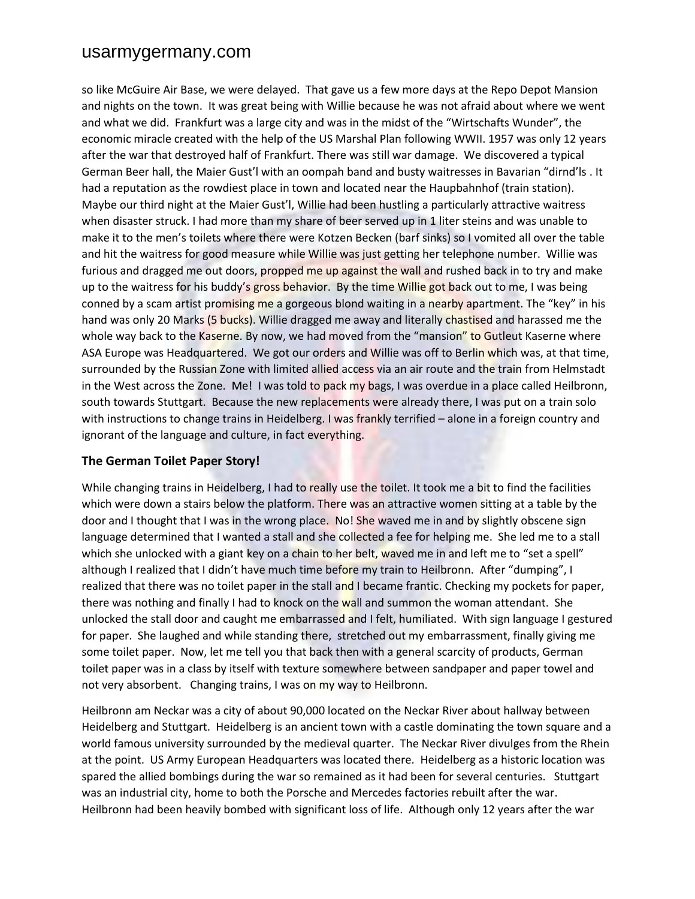so like McGuire Air Base, we were delayed. That gave us a few more days at the Repo Depot Mansion and nights on the town. It was great being with Willie because he was not afraid about where we went and what we did. Frankfurt was a large city and was in the midst of the "Wirtschafts Wunder", the economic miracle created with the help of the US Marshal Plan following WWII. 1957 was only 12 years after the war that destroyed half of Frankfurt. There was still war damage. We discovered a typical German Beer hall, the Maier Gust'l with an oompah band and busty waitresses in Bavarian "dirnd'ls . It had a reputation as the rowdiest place in town and located near the Haupbahnhof (train station). Maybe our third night at the Maier Gust'l, Willie had been hustling a particularly attractive waitress when disaster struck. I had more than my share of beer served up in 1 liter steins and was unable to make it to the men's toilets where there were Kotzen Becken (barf sinks) so I vomited all over the table and hit the waitress for good measure while Willie was just getting her telephone number. Willie was furious and dragged me out doors, propped me up against the wall and rushed back in to try and make up to the waitress for his buddy's gross behavior. By the time Willie got back out to me, I was being conned by a scam artist promising me a gorgeous blond waiting in a nearby apartment. The "key" in his hand was only 20 Marks (5 bucks). Willie dragged me away and literally chastised and harassed me the whole way back to the Kaserne. By now, we had moved from the "mansion" to Gutleut Kaserne where ASA Europe was Headquartered. We got our orders and Willie was off to Berlin which was, at that time, surrounded by the Russian Zone with limited allied access via an air route and the train from Helmstadt in the West across the Zone. Me! I was told to pack my bags, I was overdue in a place called Heilbronn, south towards Stuttgart. Because the new replacements were already there, I was put on a train solo with instructions to change trains in Heidelberg. I was frankly terrified – alone in a foreign country and ignorant of the language and culture, in fact everything.

### The German Toilet Paper Story!

While changing trains in Heidelberg, I had to really use the toilet. It took me a bit to find the facilities which were down a stairs below the platform. There was an attractive women sitting at a table by the door and I thought that I was in the wrong place. No! She waved me in and by slightly obscene sign language determined that I wanted a stall and she collected a fee for helping me. She led me to a stall which she unlocked with a giant key on a chain to her belt, waved me in and left me to "set a spell" although I realized that I didn't have much time before my train to Heilbronn. After "dumping", I realized that there was no toilet paper in the stall and I became frantic. Checking my pockets for paper, there was nothing and finally I had to knock on the wall and summon the woman attendant. She unlocked the stall door and caught me embarrassed and I felt, humiliated. With sign language I gestured for paper. She laughed and while standing there, stretched out my embarrassment, finally giving me some toilet paper. Now, let me tell you that back then with a general scarcity of products, German toilet paper was in a class by itself with texture somewhere between sandpaper and paper towel and not very absorbent. Changing trains, I was on my way to Heilbronn.

Heilbronn am Neckar was a city of about 90,000 located on the Neckar River about hallway between Heidelberg and Stuttgart. Heidelberg is an ancient town with a castle dominating the town square and a world famous university surrounded by the medieval quarter. The Neckar River divulges from the Rhein at the point. US Army European Headquarters was located there. Heidelberg as a historic location was spared the allied bombings during the war so remained as it had been for several centuries. Stuttgart was an industrial city, home to both the Porsche and Mercedes factories rebuilt after the war. Heilbronn had been heavily bombed with significant loss of life. Although only 12 years after the war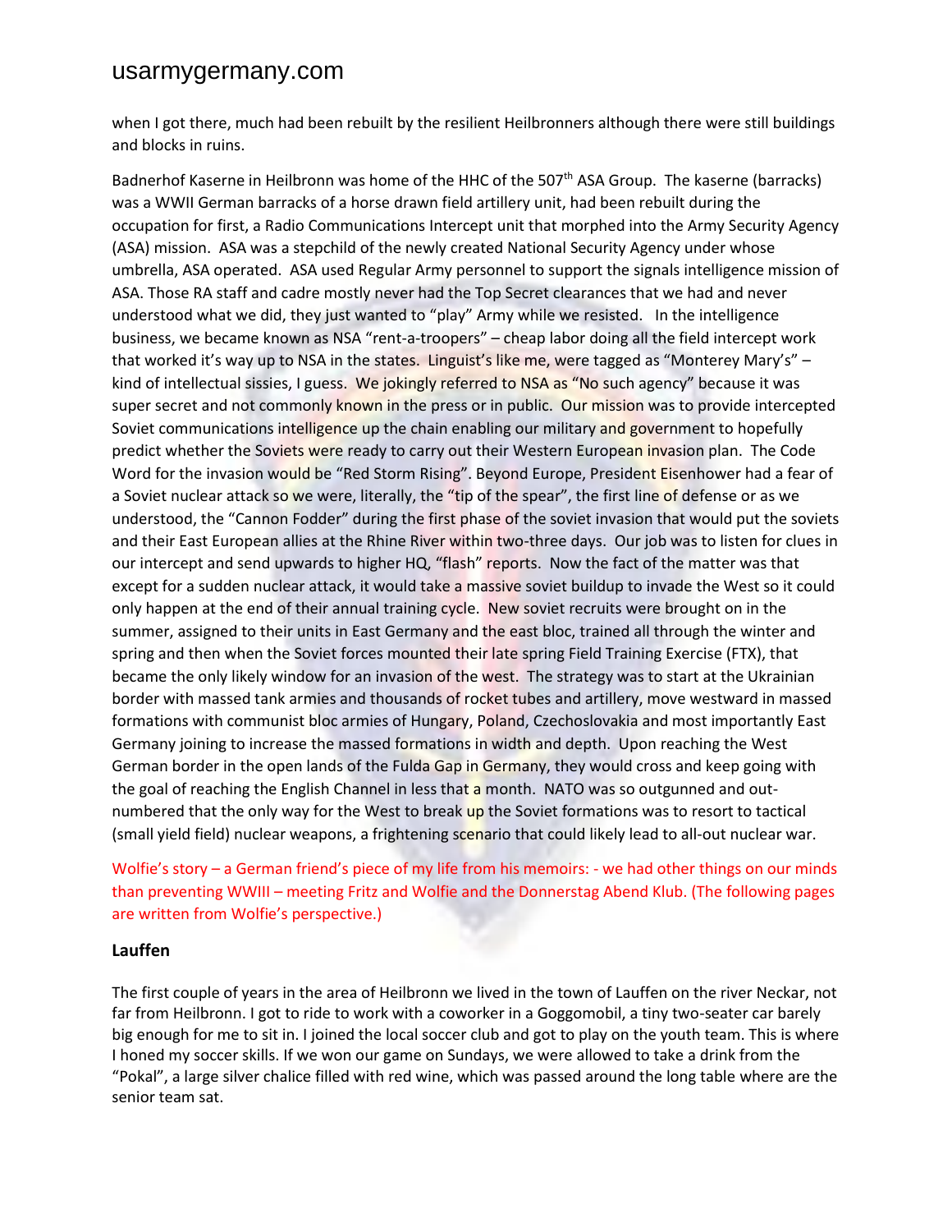when I got there, much had been rebuilt by the resilient Heilbronners although there were still buildings and blocks in ruins.

Badnerhof Kaserne in Heilbronn was home of the HHC of the 507th ASA Group. The kaserne (barracks) was a WWII German barracks of a horse drawn field artillery unit, had been rebuilt during the occupation for first, a Radio Communications Intercept unit that morphed into the Army Security Agency (ASA) mission. ASA was a stepchild of the newly created National Security Agency under whose umbrella, ASA operated. ASA used Regular Army personnel to support the signals intelligence mission of ASA. Those RA staff and cadre mostly never had the Top Secret clearances that we had and never understood what we did, they just wanted to "play" Army while we resisted. In the intelligence business, we became known as NSA "rent-a-troopers" – cheap labor doing all the field intercept work that worked it's way up to NSA in the states. Linguist's like me, were tagged as "Monterey Mary's" – kind of intellectual sissies, I guess. We jokingly referred to NSA as "No such agency" because it was super secret and not commonly known in the press or in public. Our mission was to provide intercepted Soviet communications intelligence up the chain enabling our military and government to hopefully predict whether the Soviets were ready to carry out their Western European invasion plan. The Code Word for the invasion would be "Red Storm Rising". Beyond Europe, President Eisenhower had a fear of a Soviet nuclear attack so we were, literally, the "tip of the spear", the first line of defense or as we understood, the "Cannon Fodder" during the first phase of the soviet invasion that would put the soviets and their East European allies at the Rhine River within two-three days. Our job was to listen for clues in our intercept and send upwards to higher HQ, "flash" reports. Now the fact of the matter was that except for a sudden nuclear attack, it would take a massive soviet buildup to invade the West so it could only happen at the end of their annual training cycle. New soviet recruits were brought on in the summer, assigned to their units in East Germany and the east bloc, trained all through the winter and spring and then when the Soviet forces mounted their late spring Field Training Exercise (FTX), that became the only likely window for an invasion of the west. The strategy was to start at the Ukrainian border with massed tank armies and thousands of rocket tubes and artillery, move westward in massed formations with communist bloc armies of Hungary, Poland, Czechoslovakia and most importantly East Germany joining to increase the massed formations in width and depth. Upon reaching the West German border in the open lands of the Fulda Gap in Germany, they would cross and keep going with the goal of reaching the English Channel in less that a month. NATO was so outgunned and out-numbered that the only way for the West to break up the Soviet formations was to resort to tactical (small yield field) nuclear weapons, a frightening scenario that could likely lead to all-out nuclear war.

Wolfie's story – a German friend's piece of my life from his memoirs: - we had other things on our minds than preventing WWIII – meeting Fritz and Wolfie and the Donnerstag Abend Klub. (The following pages are written from Wolfie's perspective.)

**Lauffen**

The first couple of years in the area of Heilbronn we lived in the town of Lauffen on the river Neckar, not far from Heilbronn. I got to ride to work with a coworker in a Goggomobil, a tiny two-seater car barely big enough for me to sit in. I joined the local soccer club and got to play on the youth team. This is where I honed my soccer skills. If we won our game on Sundays, we were allowed to take a drink from the "Pokal", a large silver chalice filled with red wine, which was passed around the long table where are the senior team sat.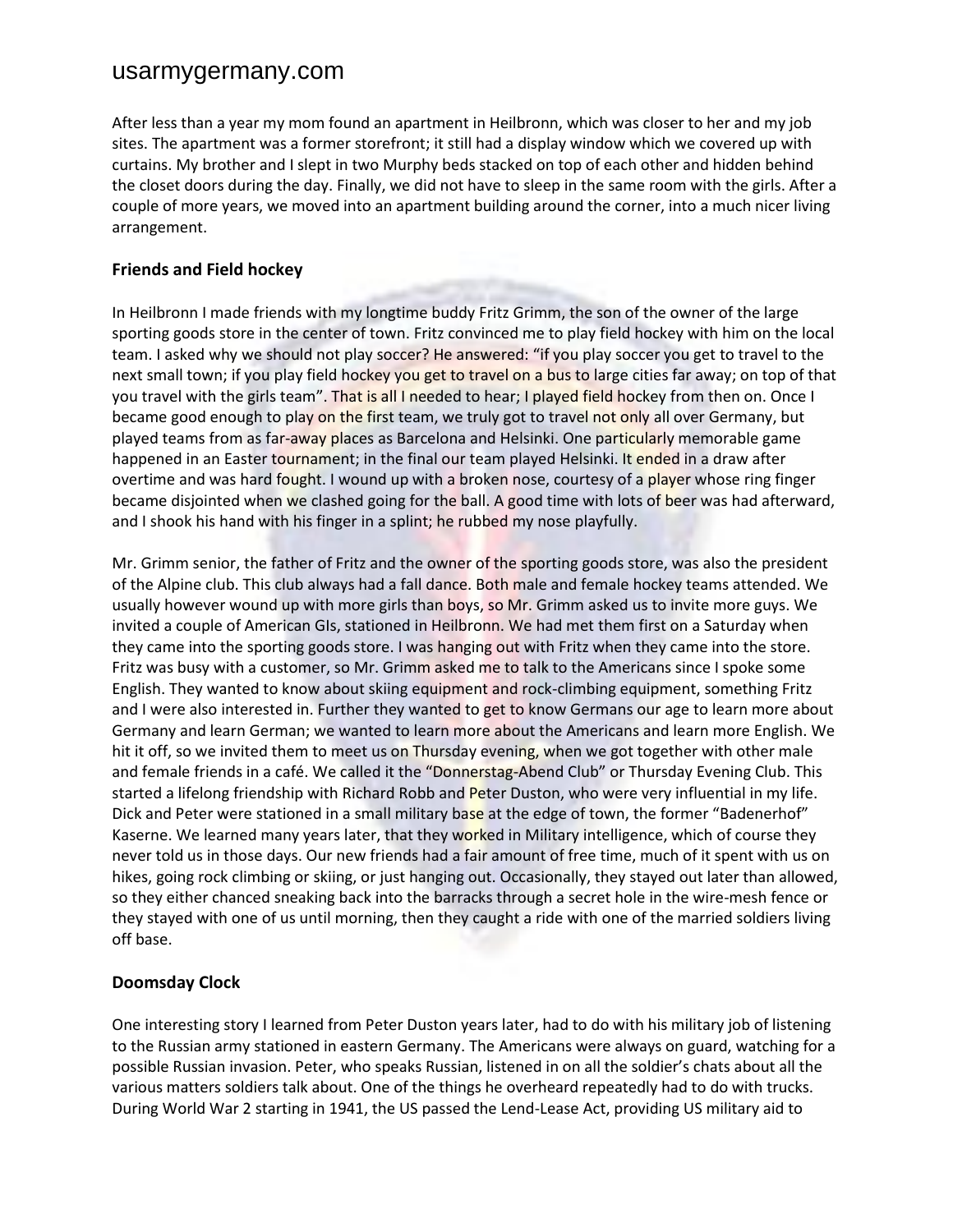After less than a year my mom found an apartment in Heilbronn, which was closer to her and my job sites. The apartment was a former storefront; it still had a display window which we covered up with curtains. My brother and I slept in two Murphy beds stacked on top of each other and hidden behind the closet doors during the day. Finally, we did not have to sleep in the same room with the girls. After a couple of more years, we moved into an apartment building around the corner, into a much nicer living arrangement.

### Friends and Field hockey

In Heilbronn I made friends with my longtime buddy Fritz Grimm, the son of the owner of the large sporting goods store in the center of town. Fritz convinced me to play field hockey with him on the local team. I asked why we should not play soccer? He answered: "if you play soccer you get to travel to the next small town; if you play field hockey you get to travel on a bus to large cities far away; on top of that you travel with the girls team". That is all I needed to hear; I played field hockey from then on. Once I became good enough to play on the first team, we truly got to travel not only all over Germany, but played teams from as far-away places as Barcelona and Helsinki. One particularly memorable game happened in an Easter tournament; in the final our team played Helsinki. It ended in a draw after overtime and was hard fought. I wound up with a broken nose, courtesy of a player whose ring finger became disjointed when we clashed going for the ball. A good time with lots of beer was had afterward, and I shook his hand with his finger in a splint; he rubbed my nose playfully.

Mr. Grimm senior, the father of Fritz and the owner of the sporting goods store, was also the president of the Alpine club. This club always had a fall dance. Both male and female hockey teams attended. We usually however wound up with more girls than boys, so Mr. Grimm asked us to invite more guys. We invited a couple of American GIs, stationed in Heilbronn. We had met them first on a Saturday when they came into the sporting goods store. I was hanging out with Fritz when they came into the store. Fritz was busy with a customer, so Mr. Grimm asked me to talk to the Americans since I spoke some English. They wanted to know about skiing equipment and rock-climbing equipment, something Fritz and I were also interested in. Further they wanted to get to know Germans our age to learn more about Germany and learn German; we wanted to learn more about the Americans and learn more English. We hit it off, so we invited them to meet us on Thursday evening, when we got together with other male and female friends in a café. We called it the "Donnerstag-Abend Club" or Thursday Evening Club. This started a lifelong friendship with Richard Robb and Peter Duston, who were very influential in my life. Dick and Peter were stationed in a small military base at the edge of town, the former "Badenerhof" Kaserne. We learned many years later, that they worked in Military intelligence, which of course they never told us in those days. Our new friends had a fair amount of free time, much of it spent with us on hikes, going rock climbing or skiing, or just hanging out. Occasionally, they stayed out later than allowed, so they either chanced sneaking back into the barracks through a secret hole in the wire-mesh fence or they stayed with one of us until morning, then they caught a ride with one of the married soldiers living off base.

### Doomsday Clock

One interesting story I learned from Peter Duston years later, had to do with his military job of listening to the Russian army stationed in eastern Germany. The Americans were always on guard, watching for a possible Russian invasion. Peter, who speaks Russian, listened in on all the soldier's chats about all the various matters soldiers talk about. One of the things he overheard repeatedly had to do with trucks. During World War 2 starting in 1941, the US passed the Lend-Lease Act, providing US military aid to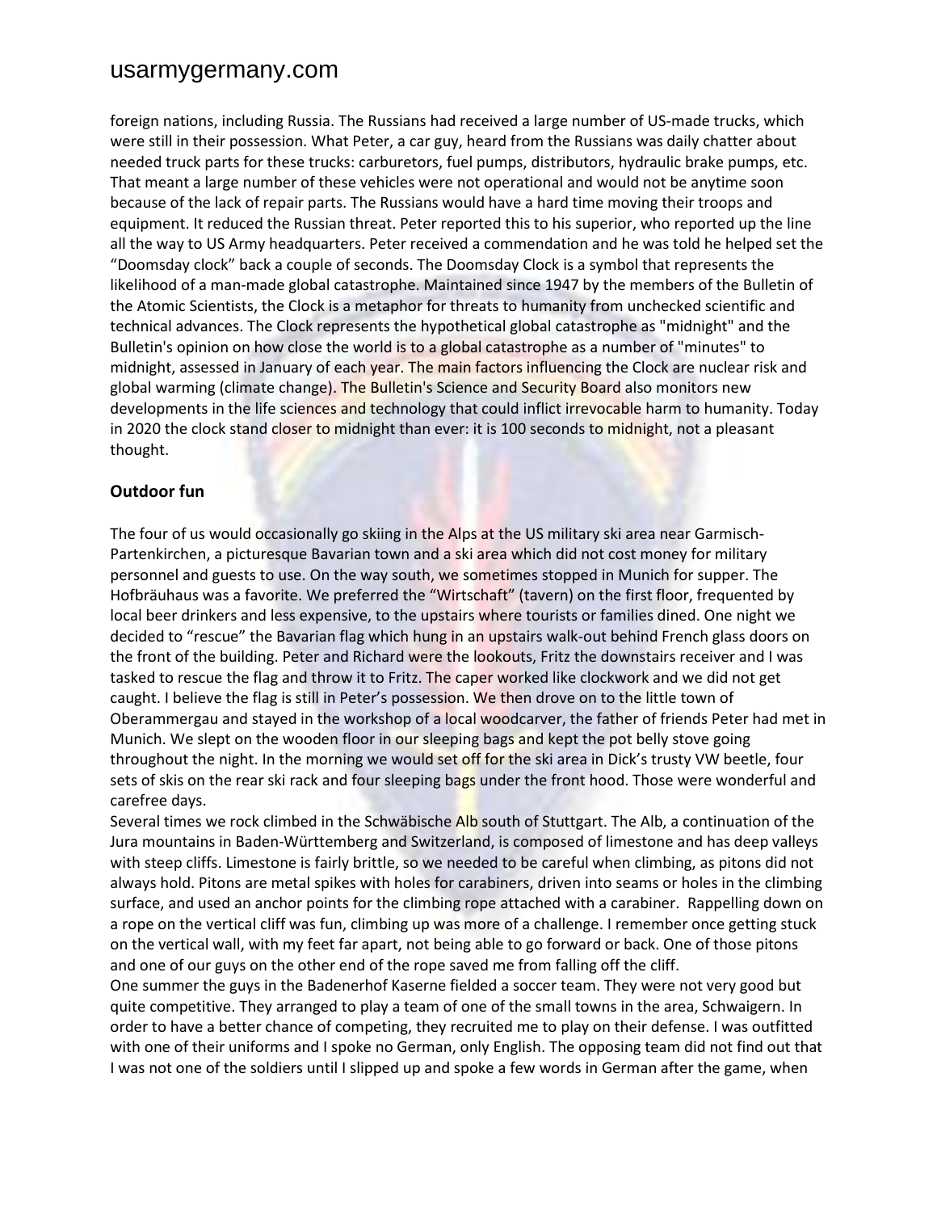foreign nations, including Russia. The Russians had received a large number of US-made trucks, which were still in their possession. What Peter, a car guy, heard from the Russians was daily chatter about needed truck parts for these trucks: carburetors, fuel pumps, distributors, hydraulic brake pumps, etc. That meant a large number of these vehicles were not operational and would not be anytime soon because of the lack of repair parts. The Russians would have a hard time moving their troops and equipment. It reduced the Russian threat. Peter reported this to his superior, who reported up the line all the way to US Army headquarters. Peter received a commendation and he was told he helped set the "Doomsday clock" back a couple of seconds. The Doomsday Clock is a symbol that represents the likelihood of a man-made global catastrophe. Maintained since 1947 by the members of the Bulletin of the Atomic Scientists, the Clock is a metaphor for threats to humanity from unchecked scientific and technical advances. The Clock represents the hypothetical global catastrophe as "midnight" and the Bulletin's opinion on how close the world is to a global catastrophe as a number of "minutes" to midnight, assessed in January of each year. The main factors influencing the Clock are nuclear risk and global warming (climate change). The Bulletin's Science and Security Board also monitors new developments in the life sciences and technology that could inflict irrevocable harm to humanity. Today in 2020 the clock stand closer to midnight than ever: it is 100 seconds to midnight, not a pleasant thought.

### Outdoor fun

The four of us would occasionally go skiing in the Alps at the US military ski area near Garmisch-Partenkirchen, a picturesque Bavarian town and a ski area which did not cost money for military personnel and guests to use. On the way south, we sometimes stopped in Munich for supper. The Hofbräuhaus was a favorite. We preferred the "Wirtschaft" (tavern) on the first floor, frequented by local beer drinkers and less expensive, to the upstairs where tourists or families dined. One night we decided to "rescue" the Bavarian flag which hung in an upstairs walk-out behind French glass doors on the front of the building. Peter and Richard were the lookouts, Fritz the downstairs receiver and I was tasked to rescue the flag and throw it to Fritz. The caper worked like clockwork and we did not get caught. I believe the flag is still in Peter's possession. We then drove on to the little town of Oberammergau and stayed in the workshop of a local woodcarver, the father of friends Peter had met in Munich. We slept on the wooden floor in our sleeping bags and kept the pot belly stove going throughout the night. In the morning we would set off for the ski area in Dick's trusty VW beetle, four sets of skis on the rear ski rack and four sleeping bags under the front hood. Those were wonderful and carefree days.

Several times we rock climbed in the Schwäbische Alb south of Stuttgart. The Alb, a continuation of the Jura mountains in Baden-Württemberg and Switzerland, is composed of limestone and has deep valleys with steep cliffs. Limestone is fairly brittle, so we needed to be careful when climbing, as pitons did not always hold. Pitons are metal spikes with holes for carabiners, driven into seams or holes in the climbing surface, and used an anchor points for the climbing rope attached with a carabiner. Rappelling down on a rope on the vertical cliff was fun, climbing up was more of a challenge. I remember once getting stuck on the vertical wall, with my feet far apart, not being able to go forward or back. One of those pitons and one of our guys on the other end of the rope saved me from falling off the cliff.

One summer the guys in the Badenerhof Kaserne fielded a soccer team. They were not very good but quite competitive. They arranged to play a team of one of the small towns in the area, Schwaigern. In order to have a better chance of competing, they recruited me to play on their defense. I was outfitted with one of their uniforms and I spoke no German, only English. The opposing team did not find out that I was not one of the soldiers until I slipped up and spoke a few words in German after the game, when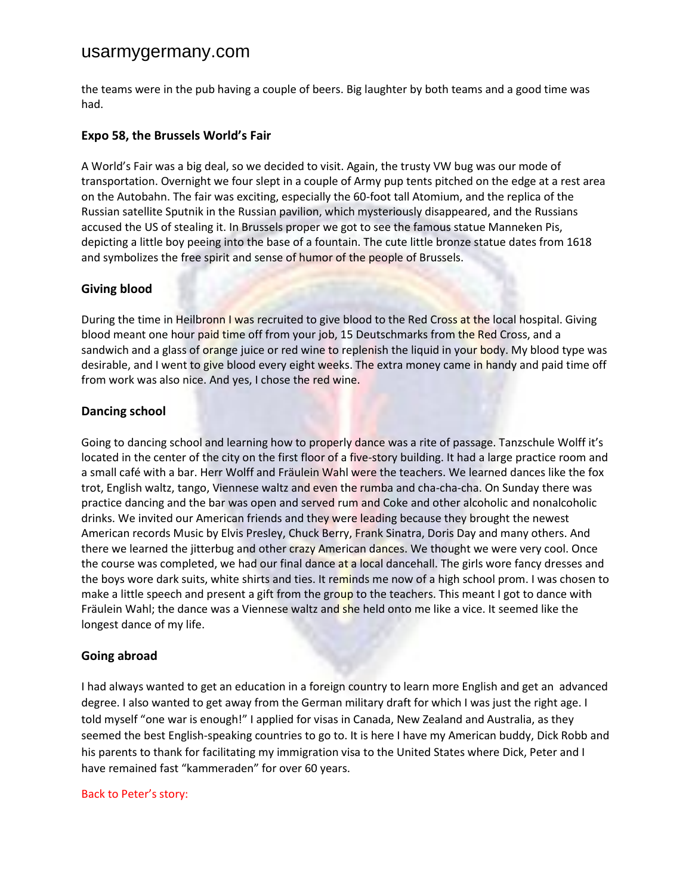the teams were in the pub having a couple of beers. Big laughter by both teams and a good time was had.

### Expo 58, the Brussels World's Fair

A World's Fair was a big deal, so we decided to visit. Again, the trusty VW bug was our mode of transportation. Overnight we four slept in a couple of Army pup tents pitched on the edge at a rest area on the Autobahn. The fair was exciting, especially the 60-foot tall Atomium, and the replica of the Russian satellite Sputnik in the Russian pavilion, which mysteriously disappeared, and the Russians accused the US of stealing it. In Brussels proper we got to see the famous statue Manneken Pis, depicting a little boy peeing into the base of a fountain. The cute little bronze statue dates from 1618 and symbolizes the free spirit and sense of humor of the people of Brussels.

### Giving blood

During the time in Heilbronn I was recruited to give blood to the Red Cross at the local hospital. Giving blood meant one hour paid time off from your job, 15 Deutschmarks from the Red Cross, and a sandwich and a glass of orange juice or red wine to replenish the liquid in your body. My blood type was desirable, and I went to give blood every eight weeks. The extra money came in handy and paid time off from work was also nice. And yes, I chose the red wine.

### Dancing school

Going to dancing school and learning how to properly dance was a rite of passage. Tanzschule Wolff it's located in the center of the city on the first floor of a five-story building. It had a large practice room and a small café with a bar. Herr Wolff and Fräulein Wahl were the teachers. We learned dances like the fox trot, English waltz, tango, Viennese waltz and even the rumba and cha-cha-cha. On Sunday there was practice dancing and the bar was open and served rum and Coke and other alcoholic and nonalcoholic drinks. We invited our American friends and they were leading because they brought the newest American records Music by Elvis Presley, Chuck Berry, Frank Sinatra, Doris Day and many others. And there we learned the jitterbug and other crazy American dances. We thought we were very cool. Once the course was completed, we had our final dance at a local dancehall. The girls wore fancy dresses and the boys wore dark suits, white shirts and ties. It reminds me now of a high school prom. I was chosen to make a little speech and present a gift from the group to the teachers. This meant I got to dance with Fräulein Wahl; the dance was a Viennese waltz and she held onto me like a vice. It seemed like the longest dance of my life.

### Going abroad

I had always wanted to get an education in a foreign country to learn more English and get an advanced degree. I also wanted to get away from the German military draft for which I was just the right age. I told myself "one war is enough!" I applied for visas in Canada, New Zealand and Australia, as they seemed the best English-speaking countries to go to. It is here I have my American buddy, Dick Robb and his parents to thank for facilitating my immigration visa to the United States where Dick, Peter and I have remained fast "kammeraden" for over 60 years.

Back to Peter's story: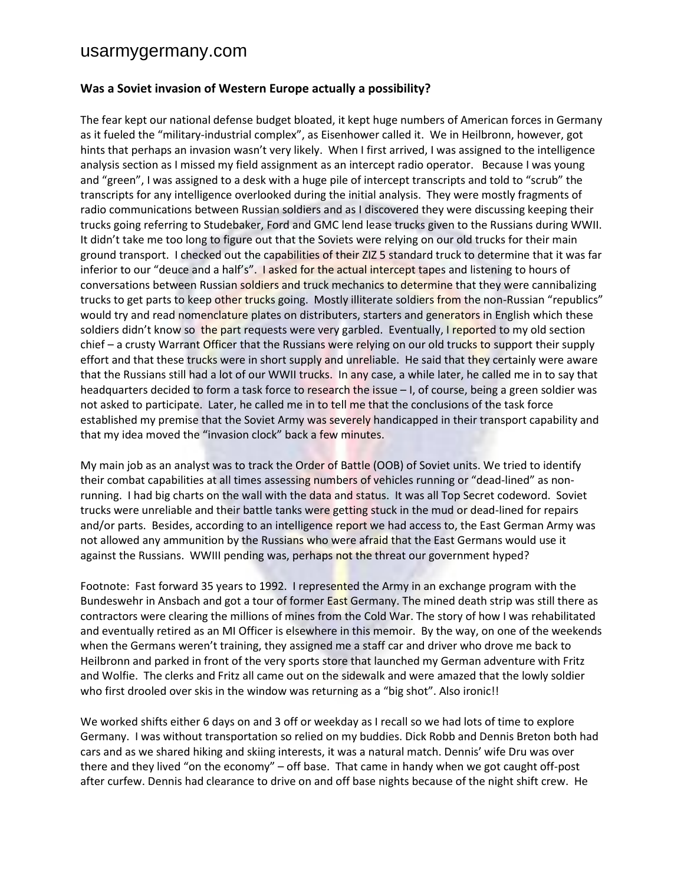**Was a Soviet invasion of Western Europe actually a possibility?**

The fear kept our national defense budget bloated, it kept huge numbers of American forces in Germany as it fueled the "military-industrial complex", as Eisenhower called it. We in Heilbronn, however, got hints that perhaps an invasion wasn't very likely. When I first arrived, I was assigned to the intelligence analysis section as I missed my field assignment as an intercept radio operator. Because I was young and "green", I was assigned to a desk with a huge pile of intercept transcripts and told to "scrub" the transcripts for any intelligence overlooked during the initial analysis. They were mostly fragments of radio communications between Russian soldiers and as I discovered they were discussing keeping their trucks going referring to Studebaker, Ford and GMC lend lease trucks given to the Russians during WWII. It didn't take me too long to figure out that the Soviets were relying on our old trucks for their main ground transport. I checked out the capabilities of their ZIZ 5 standard truck to determine that it was far inferior to our "deuce and a half's". I asked for the actual intercept tapes and listening to hours of conversations between Russian soldiers and truck mechanics to determine that they were cannibalizing trucks to get parts to keep other trucks going. Mostly illiterate soldiers from the non-Russian "republics" would try and read nomenclature plates on distributers, starters and generators in English which these soldiers didn't know so the part requests were very garbled. Eventually, I reported to my old section chief – a crusty Warrant Officer that the Russians were relying on our old trucks to support their supply effort and that these trucks were in short supply and unreliable. He said that they certainly were aware that the Russians still had a lot of our WWII trucks. In any case, a while later, he called me in to say that headquarters decided to form a task force to research the issue – I, of course, being a green soldier was not asked to participate. Later, he called me in to tell me that the conclusions of the task force established my premise that the Soviet Army was severely handicapped in their transport capability and that my idea moved the "invasion clock" back a few minutes.

My main job as an analyst was to track the Order of Battle (OOB) of Soviet units. We tried to identify their combat capabilities at all times assessing numbers of vehicles running or "dead-lined" as non-running. I had big charts on the wall with the data and status. It was all Top Secret codeword. Soviet trucks were unreliable and their battle tanks were getting stuck in the mud or dead-lined for repairs and/or parts. Besides, according to an intelligence report we had access to, the East German Army was not allowed any ammunition by the Russians who were afraid that the East Germans would use it against the Russians. WWIII pending was, perhaps not the threat our government hyped?

Footnote: Fast forward 35 years to 1992. I represented the Army in an exchange program with the Bundeswehr in Ansbach and got a tour of former East Germany. The mined death strip was still there as contractors were clearing the millions of mines from the Cold War. The story of how I was rehabilitated and eventually retired as an MI Officer is elsewhere in this memoir. By the way, on one of the weekends when the Germans weren't training, they assigned me a staff car and driver who drove me back to Heilbronn and parked in front of the very sports store that launched my German adventure with Fritz and Wolfie. The clerks and Fritz all came out on the sidewalk and were amazed that the lowly soldier who first drooled over skis in the window was returning as a "big shot". Also ironic!!

We worked shifts either 6 days on and 3 off or weekday as I recall so we had lots of time to explore Germany. I was without transportation so relied on my buddies. Dick Robb and Dennis Breton both had cars and as we shared hiking and skiing interests, it was a natural match. Dennis' wife Dru was over there and they lived "on the economy" – off base. That came in handy when we got caught off-post after curfew. Dennis had clearance to drive on and off base nights because of the night shift crew. He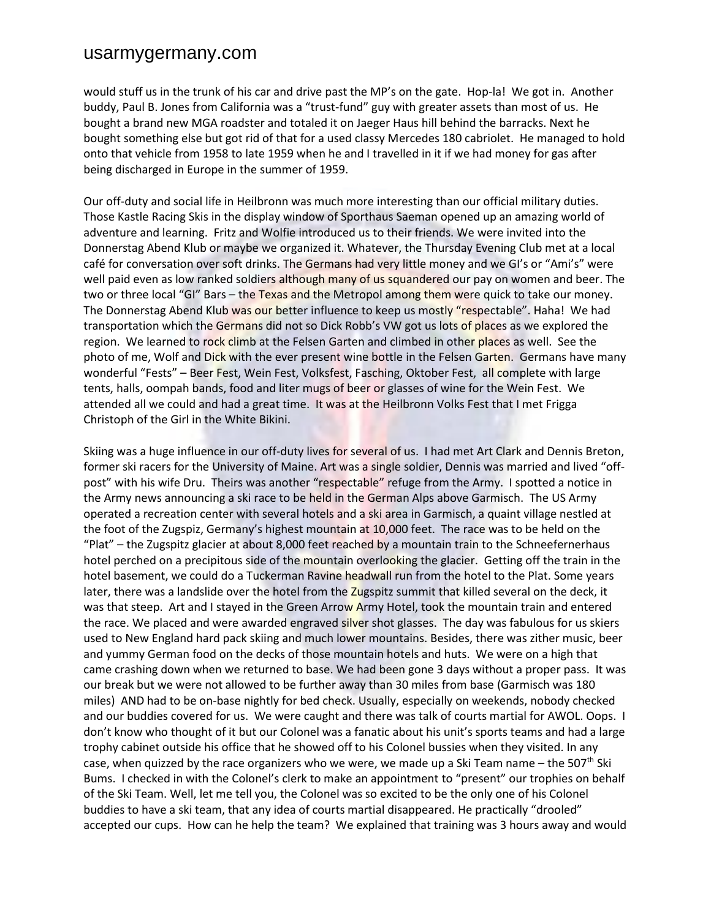would stuff us in the trunk of his car and drive past the MP's on the gate. Hop-la! We got in. Another buddy, Paul B. Jones from California was a "trust-fund" guy with greater assets than most of us. He bought a brand new MGA roadster and totaled it on Jaeger Haus hill behind the barracks. Next he bought something else but got rid of that for a used classy Mercedes 180 cabriolet. He managed to hold onto that vehicle from 1958 to late 1959 when he and I travelled in it if we had money for gas after being discharged in Europe in the summer of 1959.

Our off-duty and social life in Heilbronn was much more interesting than our official military duties. Those Kastle Racing Skis in the display window of Sporthaus Saeman opened up an amazing world of adventure and learning. Fritz and Wolfie introduced us to their friends. We were invited into the Donnerstag Abend Klub or maybe we organized it. Whatever, the Thursday Evening Club met at a local café for conversation over soft drinks. The Germans had very little money and we GI's or "Ami's" were well paid even as low ranked soldiers although many of us squandered our pay on women and beer. The two or three local "GI" Bars – the Texas and the Metropol among them were quick to take our money. The Donnerstag Abend Klub was our better influence to keep us mostly "respectable". Haha! We had transportation which the Germans did not so Dick Robb's VW got us lots of places as we explored the region. We learned to rock climb at the Felsen Garten and climbed in other places as well. See the photo of me, Wolf and Dick with the ever present wine bottle in the Felsen Garten. Germans have many wonderful "Fests" – Beer Fest, Wein Fest, Volksfest, Fasching, Oktober Fest, all complete with large tents, halls, oompah bands, food and liter mugs of beer or glasses of wine for the Wein Fest. We attended all we could and had a great time. It was at the Heilbronn Volks Fest that I met Frigga Christoph of the Girl in the White Bikini.

Skiing was a huge influence in our off-duty lives for several of us. I had met Art Clark and Dennis Breton, former ski racers for the University of Maine. Art was a single soldier, Dennis was married and lived "off-post" with his wife Dru. Theirs was another "respectable" refuge from the Army. I spotted a notice in the Army news announcing a ski race to be held in the German Alps above Garmisch. The US Army operated a recreation center with several hotels and a ski area in Garmisch, a quaint village nestled at the foot of the Zugspiz, Germany's highest mountain at 10,000 feet. The race was to be held on the "Plat" – the Zugspitz glacier at about 8,000 feet reached by a mountain train to the Schneefernerhaus hotel perched on a precipitous side of the mountain overlooking the glacier. Getting off the train in the hotel basement, we could do a Tuckerman Ravine headwall run from the hotel to the Plat. Some years later, there was a landslide over the hotel from the Zugspitz summit that killed several on the deck, it was that steep. Art and I stayed in the Green Arrow Army Hotel, took the mountain train and entered the race. We placed and were awarded engraved silver shot glasses. The day was fabulous for us skiers used to New England hard pack skiing and much lower mountains. Besides, there was zither music, beer and yummy German food on the decks of those mountain hotels and huts. We were on a high that came crashing down when we returned to base. We had been gone 3 days without a proper pass. It was our break but we were not allowed to be further away than 30 miles from base (Garmisch was 180 miles) AND had to be on-base nightly for bed check. Usually, especially on weekends, nobody checked and our buddies covered for us. We were caught and there was talk of courts martial for AWOL. Oops. I don't know who thought of it but our Colonel was a fanatic about his unit's sports teams and had a large trophy cabinet outside his office that he showed off to his Colonel bussies when they visited. In any case, when quizzed by the race organizers who we were, we made up a Ski Team name – the 507th Ski Bums. I checked in with the Colonel's clerk to make an appointment to "present" our trophies on behalf of the Ski Team. Well, let me tell you, the Colonel was so excited to be the only one of his Colonel buddies to have a ski team, that any idea of courts martial disappeared. He practically "drooled" accepted our cups. How can he help the team? We explained that training was 3 hours away and would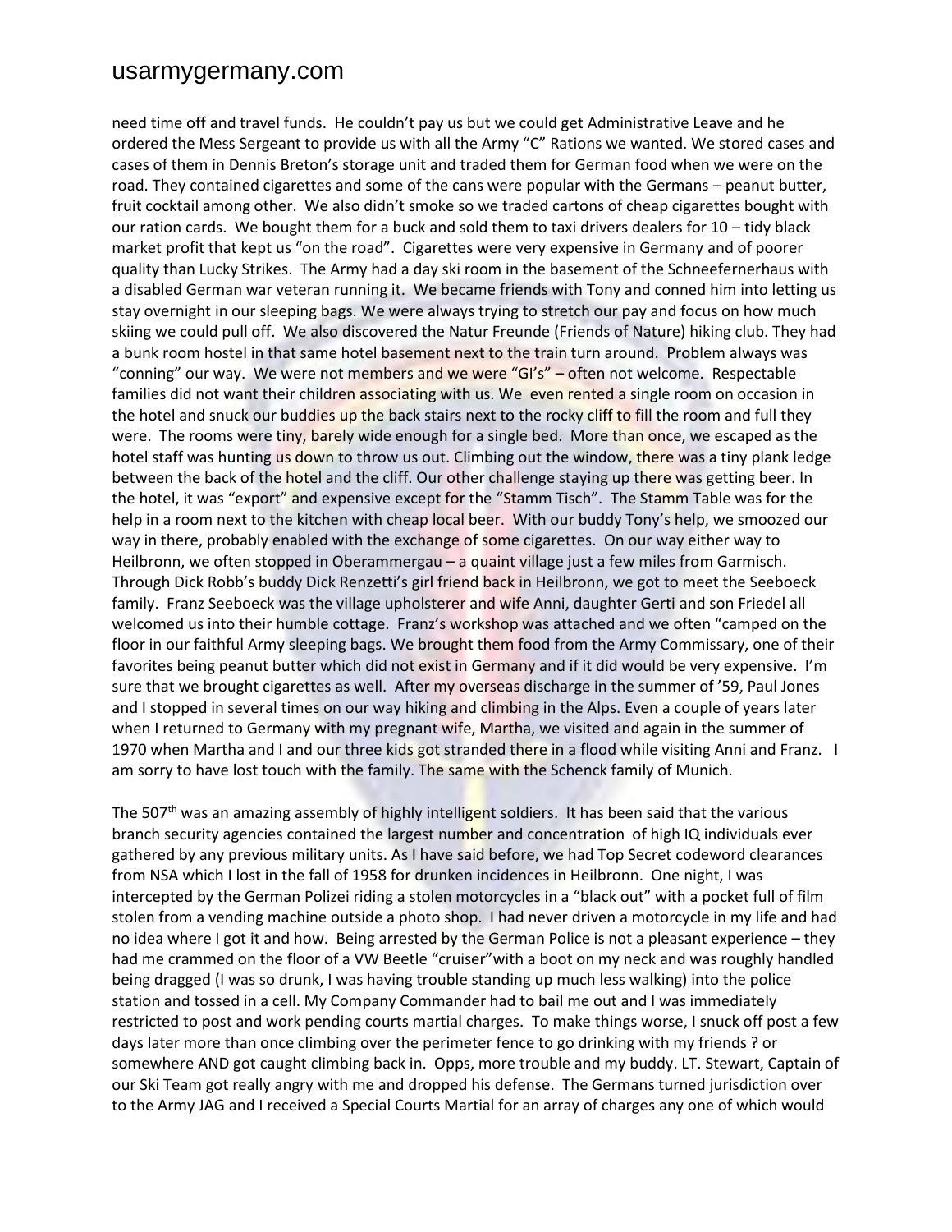need time off and travel funds. He couldn't pay us but we could get Administrative Leave and he ordered the Mess Sergeant to provide us with all the Army "C" Rations we wanted. We stored cases and cases of them in Dennis Breton's storage unit and traded them for German food when we were on the road. They contained cigarettes and some of the cans were popular with the Germans – peanut butter, fruit cocktail among other. We also didn't smoke so we traded cartons of cheap cigarettes bought with our ration cards. We bought them for a buck and sold them to taxi drivers dealers for 10 – tidy black market profit that kept us "on the road". Cigarettes were very expensive in Germany and of poorer quality than Lucky Strikes. The Army had a day ski room in the basement of the Schneefernerhaus with a disabled German war veteran running it. We became friends with Tony and conned him into letting us stay overnight in our sleeping bags. We were always trying to stretch our pay and focus on how much skiing we could pull off. We also discovered the Natur Freunde (Friends of Nature) hiking club. They had a bunk room hostel in that same hotel basement next to the train turn around. Problem always was "conning" our way. We were not members and we were "GI's" – often not welcome. Respectable families did not want their children associating with us. We even rented a single room on occasion in the hotel and snuck our buddies up the back stairs next to the rocky cliff to fill the room and full they were. The rooms were tiny, barely wide enough for a single bed. More than once, we escaped as the hotel staff was hunting us down to throw us out. Climbing out the window, there was a tiny plank ledge between the back of the hotel and the cliff. Our other challenge staying up there was getting beer. In the hotel, it was "export" and expensive except for the "Stamm Tisch". The Stamm Table was for the help in a room next to the kitchen with cheap local beer. With our buddy Tony's help, we smoozed our way in there, probably enabled with the exchange of some cigarettes. On our way either way to Heilbronn, we often stopped in Oberammergau – a quaint village just a few miles from Garmisch. Through Dick Robb's buddy Dick Renzetti's girl friend back in Heilbronn, we got to meet the Seeboeck family. Franz Seeboeck was the village upholsterer and wife Anni, daughter Gerti and son Friedel all welcomed us into their humble cottage. Franz's workshop was attached and we often "camped on the floor in our faithful Army sleeping bags. We brought them food from the Army Commissary, one of their favorites being peanut butter which did not exist in Germany and if it did would be very expensive. I'm sure that we brought cigarettes as well. After my overseas discharge in the summer of '59, Paul Jones and I stopped in several times on our way hiking and climbing in the Alps. Even a couple of years later when I returned to Germany with my pregnant wife, Martha, we visited and again in the summer of 1970 when Martha and I and our three kids got stranded there in a flood while visiting Anni and Franz. I am sorry to have lost touch with the family. The same with the Schenck family of Munich.

The 507th was an amazing assembly of highly intelligent soldiers. It has been said that the various branch security agencies contained the largest number and concentration of high IQ individuals ever gathered by any previous military units. As I have said before, we had Top Secret codeword clearances from NSA which I lost in the fall of 1958 for drunken incidences in Heilbronn. One night, I was intercepted by the German Polizei riding a stolen motorcycles in a "black out" with a pocket full of film stolen from a vending machine outside a photo shop. I had never driven a motorcycle in my life and had no idea where I got it and how. Being arrested by the German Police is not a pleasant experience – they had me crammed on the floor of a VW Beetle "cruiser"with a boot on my neck and was roughly handled being dragged (I was so drunk, I was having trouble standing up much less walking) into the police station and tossed in a cell. My Company Commander had to bail me out and I was immediately restricted to post and work pending courts martial charges. To make things worse, I snuck off post a few days later more than once climbing over the perimeter fence to go drinking with my friends ? or somewhere AND got caught climbing back in. Opps, more trouble and my buddy. LT. Stewart, Captain of our Ski Team got really angry with me and dropped his defense. The Germans turned jurisdiction over to the Army JAG and I received a Special Courts Martial for an array of charges any one of which would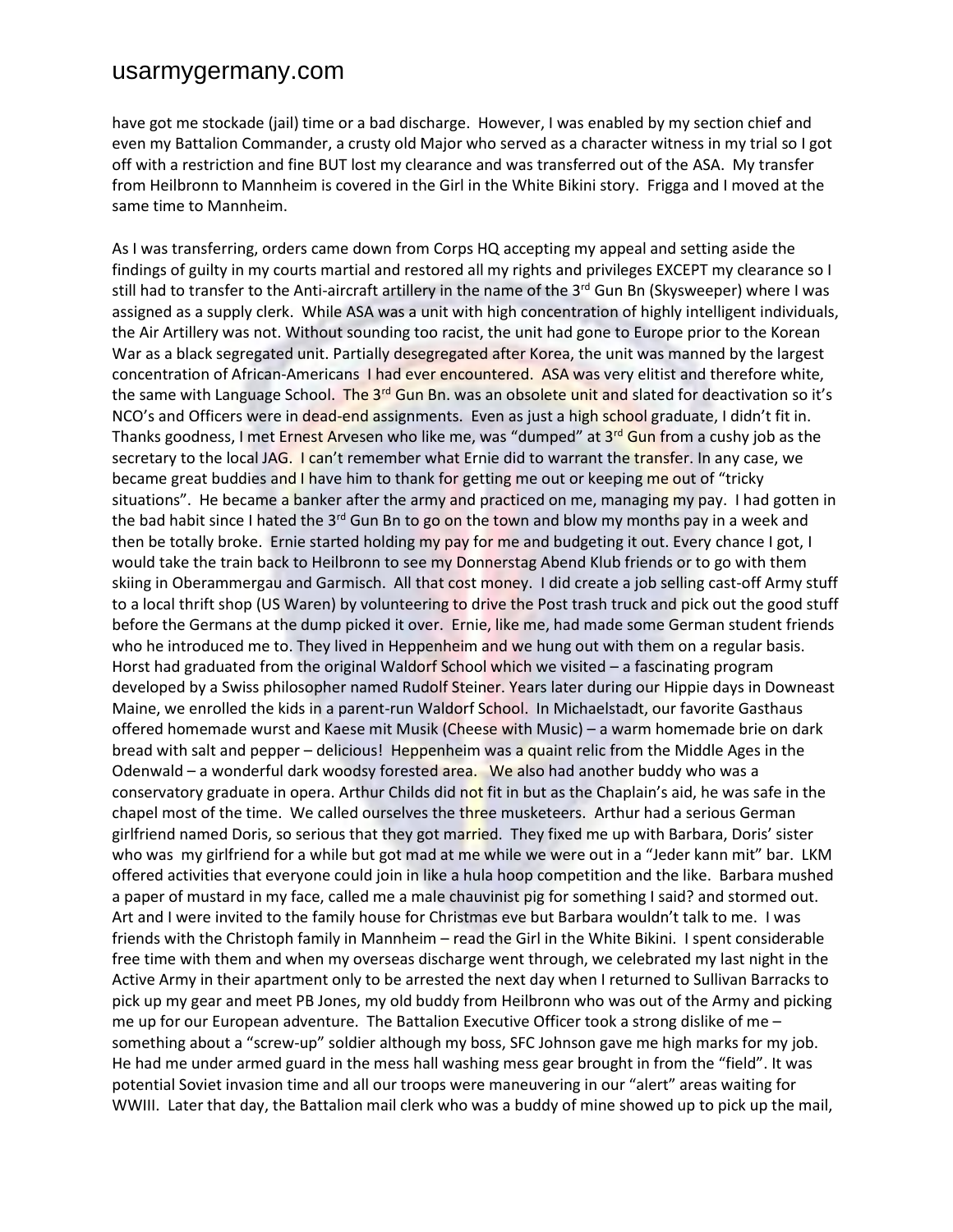have got me stockade (jail) time or a bad discharge. However, I was enabled by my section chief and even my Battalion Commander, a crusty old Major who served as a character witness in my trial so I got off with a restriction and fine BUT lost my clearance and was transferred out of the ASA. My transfer from Heilbronn to Mannheim is covered in the Girl in the White Bikini story. Frigga and I moved at the same time to Mannheim.

As I was transferring, orders came down from Corps HQ accepting my appeal and setting aside the findings of guilty in my courts martial and restored all my rights and privileges EXCEPT my clearance so I still had to transfer to the Anti-aircraft artillery in the name of the 3rd Gun Bn (Skysweeper) where I was assigned as a supply clerk. While ASA was a unit with high concentration of highly intelligent individuals, the Air Artillery was not. Without sounding too racist, the unit had gone to Europe prior to the Korean War as a black segregated unit. Partially desegregated after Korea, the unit was manned by the largest concentration of African-Americans I had ever encountered. ASA was very elitist and therefore white, the same with Language School. The 3rd Gun Bn. was an obsolete unit and slated for deactivation so it's NCO's and Officers were in dead-end assignments. Even as just a high school graduate, I didn't fit in. Thanks goodness, I met Ernest Arvesen who like me, was "dumped" at 3rd Gun from a cushy job as the secretary to the local JAG. I can't remember what Ernie did to warrant the transfer. In any case, we became great buddies and I have him to thank for getting me out or keeping me out of "tricky situations". He became a banker after the army and practiced on me, managing my pay. I had gotten in the bad habit since I hated the 3rd Gun Bn to go on the town and blow my months pay in a week and then be totally broke. Ernie started holding my pay for me and budgeting it out. Every chance I got, I would take the train back to Heilbronn to see my Donnerstag Abend Klub friends or to go with them skiing in Oberammergau and Garmisch. All that cost money. I did create a job selling cast-off Army stuff to a local thrift shop (US Waren) by volunteering to drive the Post trash truck and pick out the good stuff before the Germans at the dump picked it over. Ernie, like me, had made some German student friends who he introduced me to. They lived in Heppenheim and we hung out with them on a regular basis. Horst had graduated from the original Waldorf School which we visited – a fascinating program developed by a Swiss philosopher named Rudolf Steiner. Years later during our Hippie days in Downeast Maine, we enrolled the kids in a parent-run Waldorf School. In Michaelstadt, our favorite Gasthaus offered homemade wurst and Kaese mit Musik (Cheese with Music) – a warm homemade brie on dark bread with salt and pepper – delicious! Heppenheim was a quaint relic from the Middle Ages in the Odenwald – a wonderful dark woodsy forested area. We also had another buddy who was a conservatory graduate in opera. Arthur Childs did not fit in but as the Chaplain's aid, he was safe in the chapel most of the time. We called ourselves the three musketeers. Arthur had a serious German girlfriend named Doris, so serious that they got married. They fixed me up with Barbara, Doris' sister who was my girlfriend for a while but got mad at me while we were out in a "Jeder kann mit" bar. LKM offered activities that everyone could join in like a hula hoop competition and the like. Barbara mushed a paper of mustard in my face, called me a male chauvinist pig for something I said? and stormed out. Art and I were invited to the family house for Christmas eve but Barbara wouldn't talk to me. I was friends with the Christoph family in Mannheim – read the Girl in the White Bikini. I spent considerable free time with them and when my overseas discharge went through, we celebrated my last night in the Active Army in their apartment only to be arrested the next day when I returned to Sullivan Barracks to pick up my gear and meet PB Jones, my old buddy from Heilbronn who was out of the Army and picking me up for our European adventure. The Battalion Executive Officer took a strong dislike of me – something about a "screw-up" soldier although my boss, SFC Johnson gave me high marks for my job. He had me under armed guard in the mess hall washing mess gear brought in from the "field". It was potential Soviet invasion time and all our troops were maneuvering in our "alert" areas waiting for WWIII. Later that day, the Battalion mail clerk who was a buddy of mine showed up to pick up the mail,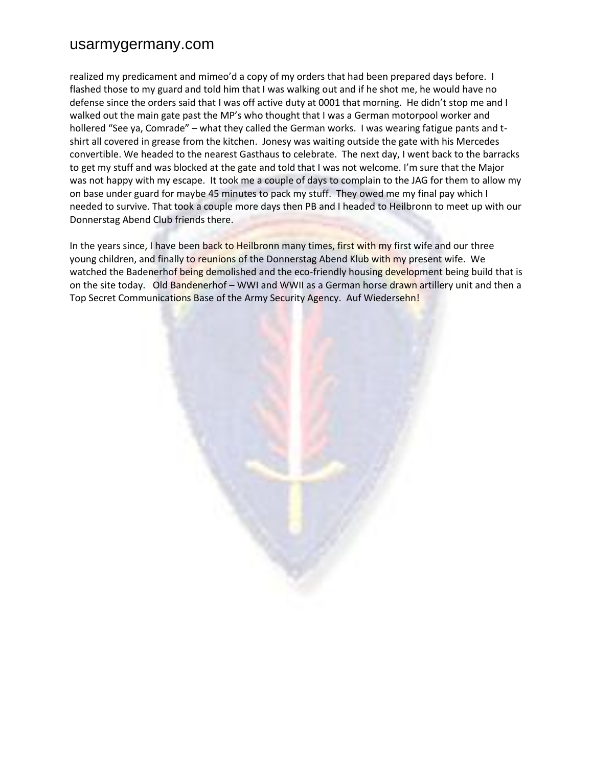realized my predicament and mimeo'd a copy of my orders that had been prepared days before. I flashed those to my guard and told him that I was walking out and if he shot me, he would have no defense since the orders said that I was off active duty at 0001 that morning. He didn't stop me and I walked out the main gate past the MP's who thought that I was a German motorpool worker and hollered "See ya, Comrade" – what they called the German works. I was wearing fatigue pants and t-shirt all covered in grease from the kitchen. Jonesy was waiting outside the gate with his Mercedes convertible. We headed to the nearest Gasthaus to celebrate. The next day, I went back to the barracks to get my stuff and was blocked at the gate and told that I was not welcome. I'm sure that the Major was not happy with my escape. It took me a couple of days to complain to the JAG for them to allow my on base under guard for maybe 45 minutes to pack my stuff. They owed me my final pay which I needed to survive. That took a couple more days then PB and I headed to Heilbronn to meet up with our Donnerstag Abend Club friends there.

In the years since, I have been back to Heilbronn many times, first with my first wife and our three young children, and finally to reunions of the Donnerstag Abend Klub with my present wife. We watched the Badenerhof being demolished and the eco-friendly housing development being build that is on the site today. Old Bandenerhof – WWI and WWII as a German horse drawn artillery unit and then a Top Secret Communications Base of the Army Security Agency. Auf Wiedersehn!